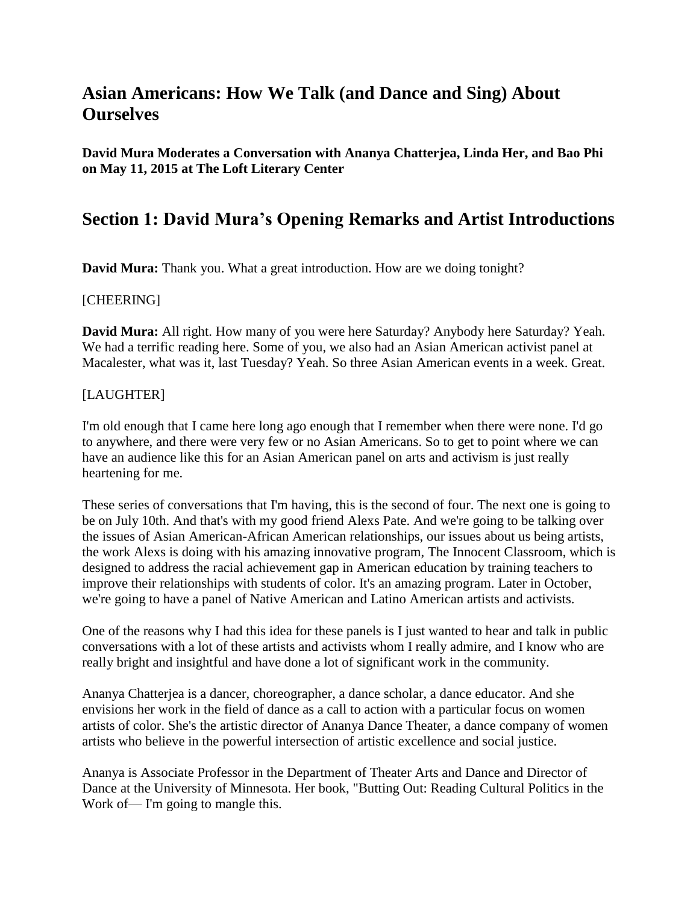# Asian Americans: How We Talk (and Dance and Sing) About Ourselves

**David Mura Moderates a Conversation with Ananya Chatterjea, Linda Her, and Bao Phi on May 11, 2015 at The Loft Literary Center**

## Section 1: David Mura's Opening Remarks and Artist Introductions

**David Mura:** Thank you. What a great introduction. How are we doing tonight?

[CHEERING]

**David Mura:** All right. How many of you were here Saturday? Anybody here Saturday? Yeah. We had a terrific reading here. Some of you, we also had an Asian American activist panel at Macalester, what was it, last Tuesday? Yeah. So three Asian American events in a week. Great.

[LAUGHTER]

I'm old enough that I came here long ago enough that I remember when there were none. I'd go to anywhere, and there were very few or no Asian Americans. So to get to point where we can have an audience like this for an Asian American panel on arts and activism is just really heartening for me.

These series of conversations that I'm having, this is the second of four. The next one is going to be on July 10th. And that's with my good friend Alexs Pate. And we're going to be talking over the issues of Asian American-African American relationships, our issues about us being artists, the work Alexs is doing with his amazing innovative program, The Innocent Classroom, which is designed to address the racial achievement gap in American education by training teachers to improve their relationships with students of color. It's an amazing program. Later in October, we're going to have a panel of Native American and Latino American artists and activists.

One of the reasons why I had this idea for these panels is I just wanted to hear and talk in public conversations with a lot of these artists and activists whom I really admire, and I know who are really bright and insightful and have done a lot of significant work in the community.

Ananya Chatterjea is a dancer, choreographer, a dance scholar, a dance educator. And she envisions her work in the field of dance as a call to action with a particular focus on women artists of color. She's the artistic director of Ananya Dance Theater, a dance company of women artists who believe in the powerful intersection of artistic excellence and social justice.

Ananya is Associate Professor in the Department of Theater Arts and Dance and Director of Dance at the University of Minnesota. Her book, "Butting Out: Reading Cultural Politics in the Work of— I'm going to mangle this.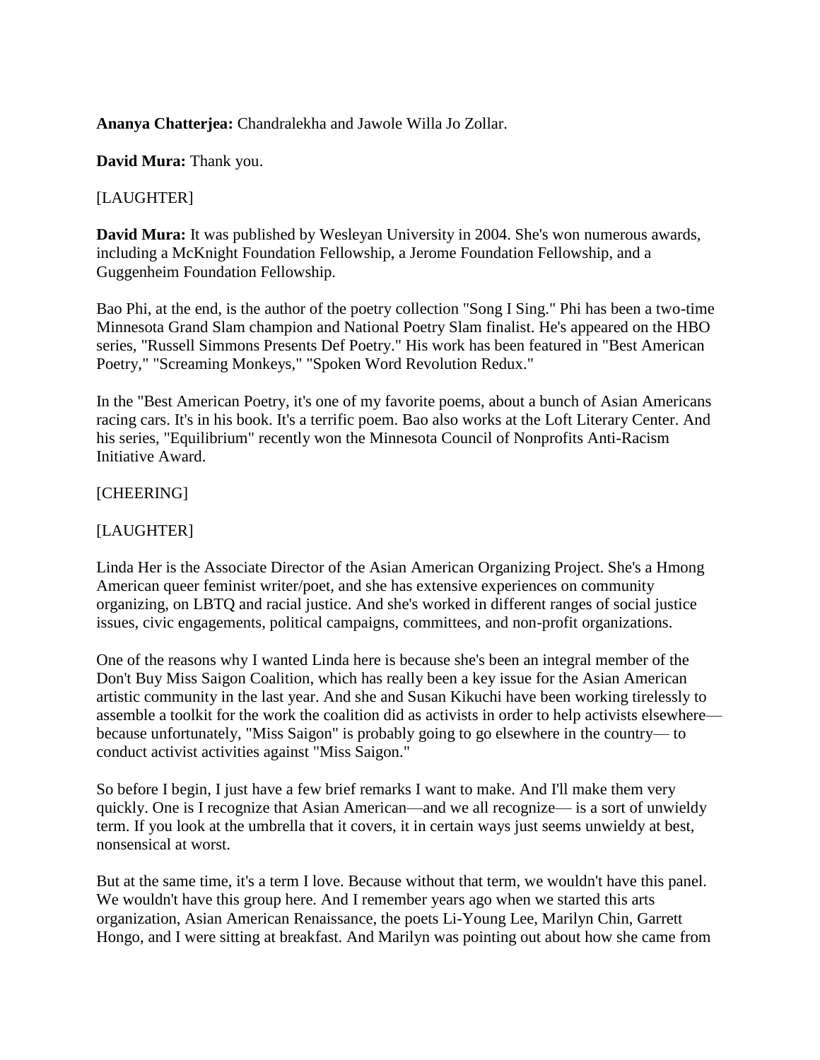**Ananya Chatterjea:** Chandralekha and Jawole Willa Jo Zollar.

**David Mura:** Thank you.

[LAUGHTER]

**David Mura:** It was published by Wesleyan University in 2004. She's won numerous awards, including a McKnight Foundation Fellowship, a Jerome Foundation Fellowship, and a Guggenheim Foundation Fellowship.

Bao Phi, at the end, is the author of the poetry collection "Song I Sing." Phi has been a two-time Minnesota Grand Slam champion and National Poetry Slam finalist. He's appeared on the HBO series, "Russell Simmons Presents Def Poetry." His work has been featured in "Best American Poetry," "Screaming Monkeys," "Spoken Word Revolution Redux."

In the "Best American Poetry, it's one of my favorite poems, about a bunch of Asian Americans racing cars. It's in his book. It's a terrific poem. Bao also works at the Loft Literary Center. And his series, "Equilibrium" recently won the Minnesota Council of Nonprofits Anti-Racism Initiative Award.

[CHEERING]

[LAUGHTER]

Linda Her is the Associate Director of the Asian American Organizing Project. She's a Hmong American queer feminist writer/poet, and she has extensive experiences on community organizing, on LBTQ and racial justice. And she's worked in different ranges of social justice issues, civic engagements, political campaigns, committees, and non-profit organizations.

One of the reasons why I wanted Linda here is because she's been an integral member of the Don't Buy Miss Saigon Coalition, which has really been a key issue for the Asian American artistic community in the last year. And she and Susan Kikuchi have been working tirelessly to assemble a toolkit for the work the coalition did as activists in order to help activists elsewhere— because unfortunately, "Miss Saigon" is probably going to go elsewhere in the country— to conduct activist activities against "Miss Saigon."

So before I begin, I just have a few brief remarks I want to make. And I'll make them very quickly. One is I recognize that Asian American—and we all recognize— is a sort of unwieldy term. If you look at the umbrella that it covers, it in certain ways just seems unwieldy at best, nonsensical at worst.

But at the same time, it's a term I love. Because without that term, we wouldn't have this panel. We wouldn't have this group here. And I remember years ago when we started this arts organization, Asian American Renaissance, the poets Li-Young Lee, Marilyn Chin, Garrett Hongo, and I were sitting at breakfast. And Marilyn was pointing out about how she came from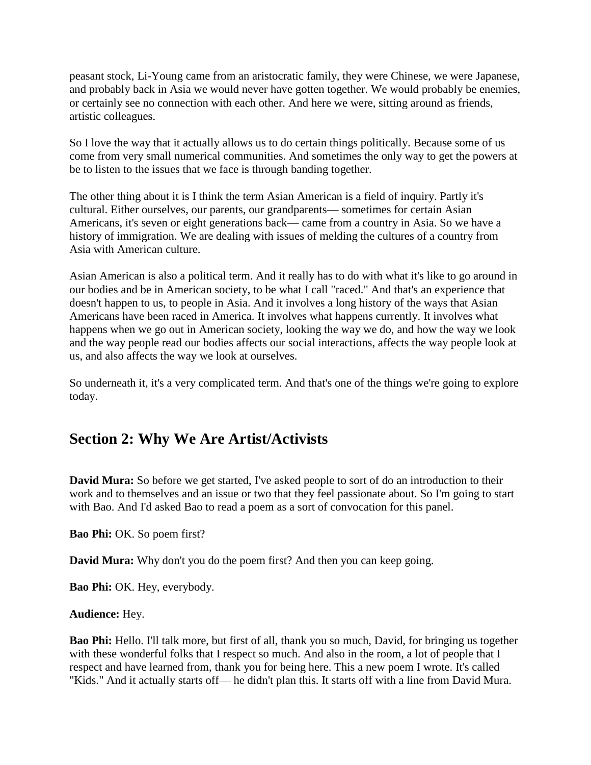peasant stock, Li-Young came from an aristocratic family, they were Chinese, we were Japanese, and probably back in Asia we would never have gotten together. We would probably be enemies, or certainly see no connection with each other. And here we were, sitting around as friends, artistic colleagues.

So I love the way that it actually allows us to do certain things politically. Because some of us come from very small numerical communities. And sometimes the only way to get the powers at be to listen to the issues that we face is through banding together.

The other thing about it is I think the term Asian American is a field of inquiry. Partly it's cultural. Either ourselves, our parents, our grandparents— sometimes for certain Asian Americans, it's seven or eight generations back— came from a country in Asia. So we have a history of immigration. We are dealing with issues of melding the cultures of a country from Asia with American culture.

Asian American is also a political term. And it really has to do with what it's like to go around in our bodies and be in American society, to be what I call "raced." And that's an experience that doesn't happen to us, to people in Asia. And it involves a long history of the ways that Asian Americans have been raced in America. It involves what happens currently. It involves what happens when we go out in American society, looking the way we do, and how the way we look and the way people read our bodies affects our social interactions, affects the way people look at us, and also affects the way we look at ourselves.

So underneath it, it's a very complicated term. And that's one of the things we're going to explore today.

## Section 2: Why We Are Artist/Activists

**David Mura:** So before we get started, I've asked people to sort of do an introduction to their work and to themselves and an issue or two that they feel passionate about. So I'm going to start with Bao. And I'd asked Bao to read a poem as a sort of convocation for this panel.

**Bao Phi:** OK. So poem first?

**David Mura:** Why don't you do the poem first? And then you can keep going.

**Bao Phi:** OK. Hey, everybody.

**Audience:** Hey.

**Bao Phi:** Hello. I'll talk more, but first of all, thank you so much, David, for bringing us together with these wonderful folks that I respect so much. And also in the room, a lot of people that I respect and have learned from, thank you for being here. This a new poem I wrote. It's called "Kids." And it actually starts off— he didn't plan this. It starts off with a line from David Mura.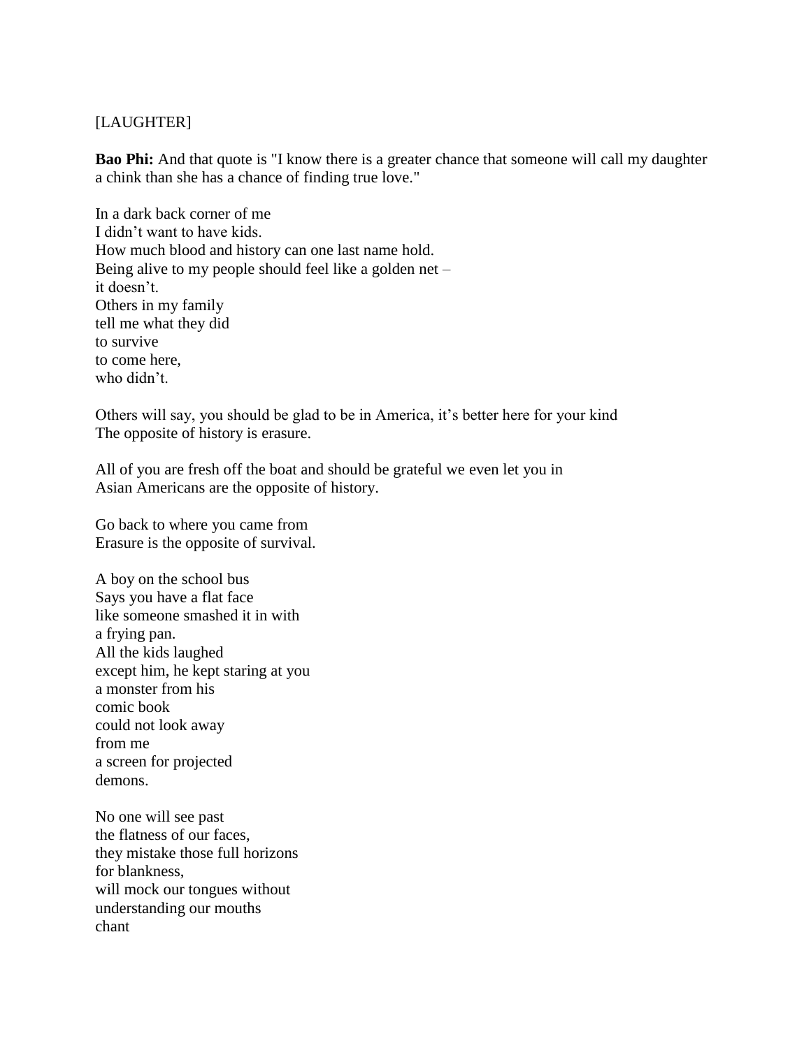[LAUGHTER]

**Bao Phi:** And that quote is "I know there is a greater chance that someone will call my daughter a chink than she has a chance of finding true love."

In a dark back corner of me  
I didn't want to have kids.  
How much blood and history can one last name hold.  
Being alive to my people should feel like a golden net –  
it doesn't.  
Others in my family  
tell me what they did  
to survive  
to come here,  
who didn't.

Others will say, you should be glad to be in America, it's better here for your kind  
The opposite of history is erasure.

All of you are fresh off the boat and should be grateful we even let you in  
Asian Americans are the opposite of history.

Go back to where you came from  
Erasure is the opposite of survival.

A boy on the school bus  
Says you have a flat face  
like someone smashed it in with  
a frying pan.  
All the kids laughed  
except him, he kept staring at you  
a monster from his  
comic book  
could not look away  
from me  
a screen for projected  
demons.

No one will see past  
the flatness of our faces,  
they mistake those full horizons  
for blankness,  
will mock our tongues without  
understanding our mouths  
chant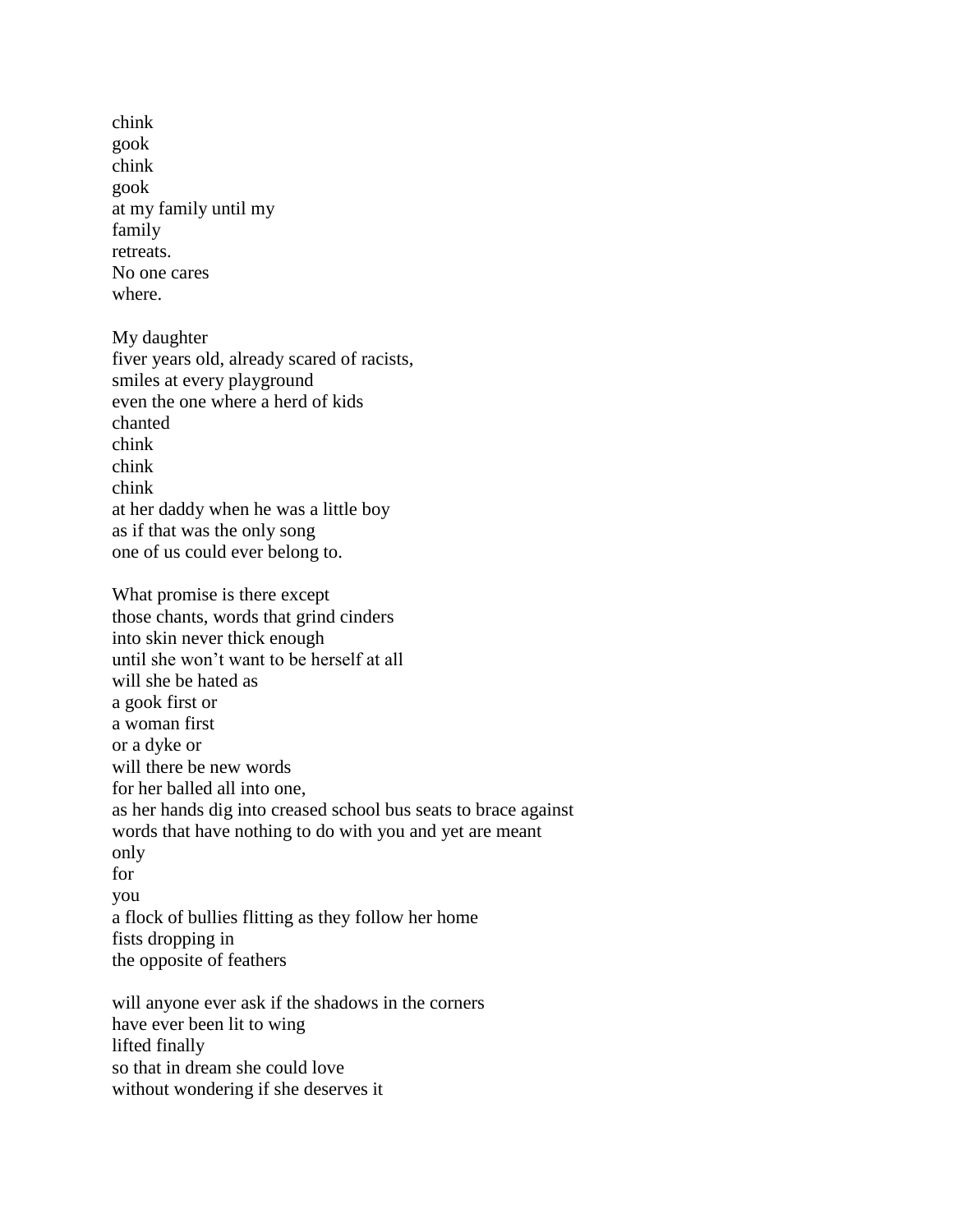chink
gook
chink
gook
at my family until my
family
retreats.
No one cares
where.

My daughter
fiver years old, already scared of racists,
smiles at every playground
even the one where a herd of kids
chanted
chink
chink
chink
at her daddy when he was a little boy
as if that was the only song
one of us could ever belong to.

What promise is there except
those chants, words that grind cinders
into skin never thick enough
until she won't want to be herself at all
will she be hated as
a gook first or
a woman first
or a dyke or
will there be new words
for her balled all into one,
as her hands dig into creased school bus seats to brace against
words that have nothing to do with you and yet are meant
only
for
you
a flock of bullies flitting as they follow her home
fists dropping in
the opposite of feathers

will anyone ever ask if the shadows in the corners
have ever been lit to wing
lifted finally
so that in dream she could love
without wondering if she deserves it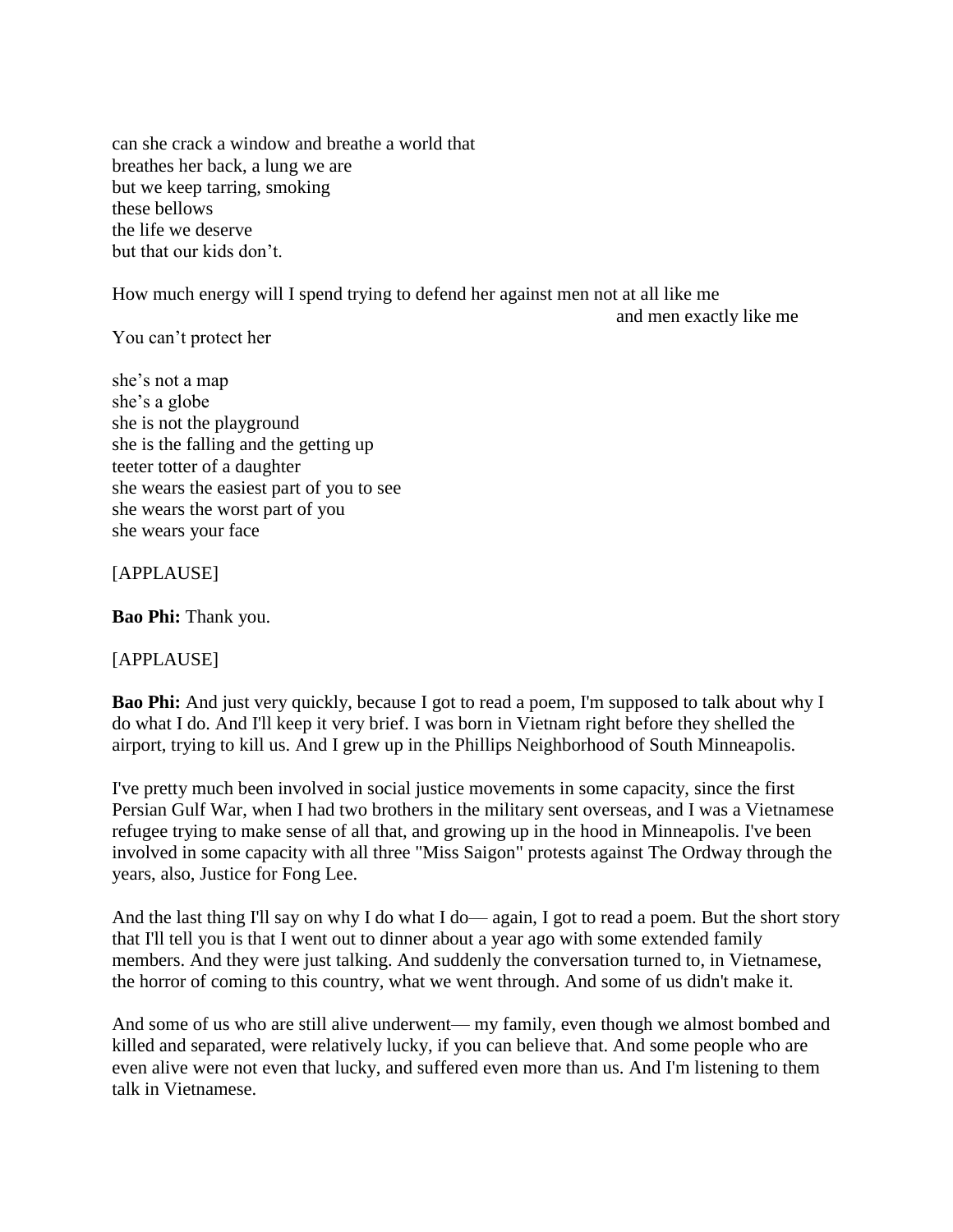can she crack a window and breathe a world that
breathes her back, a lung we are
but we keep tarring, smoking
these bellows
the life we deserve
but that our kids don’t.

How much energy will I spend trying to defend her against men not at all like me
and men exactly like me

You can’t protect her

she’s not a map
she’s a globe
she is not the playground
she is the falling and the getting up
teeter totter of a daughter
she wears the easiest part of you to see
she wears the worst part of you
she wears your face

[APPLAUSE]

**Bao Phi:** Thank you.

[APPLAUSE]

**Bao Phi:** And just very quickly, because I got to read a poem, I'm supposed to talk about why I do what I do. And I'll keep it very brief. I was born in Vietnam right before they shelled the airport, trying to kill us. And I grew up in the Phillips Neighborhood of South Minneapolis.

I've pretty much been involved in social justice movements in some capacity, since the first Persian Gulf War, when I had two brothers in the military sent overseas, and I was a Vietnamese refugee trying to make sense of all that, and growing up in the hood in Minneapolis. I've been involved in some capacity with all three "Miss Saigon" protests against The Ordway through the years, also, Justice for Fong Lee.

And the last thing I'll say on why I do what I do— again, I got to read a poem. But the short story that I'll tell you is that I went out to dinner about a year ago with some extended family members. And they were just talking. And suddenly the conversation turned to, in Vietnamese, the horror of coming to this country, what we went through. And some of us didn't make it.

And some of us who are still alive underwent— my family, even though we almost bombed and killed and separated, were relatively lucky, if you can believe that. And some people who are even alive were not even that lucky, and suffered even more than us. And I'm listening to them talk in Vietnamese.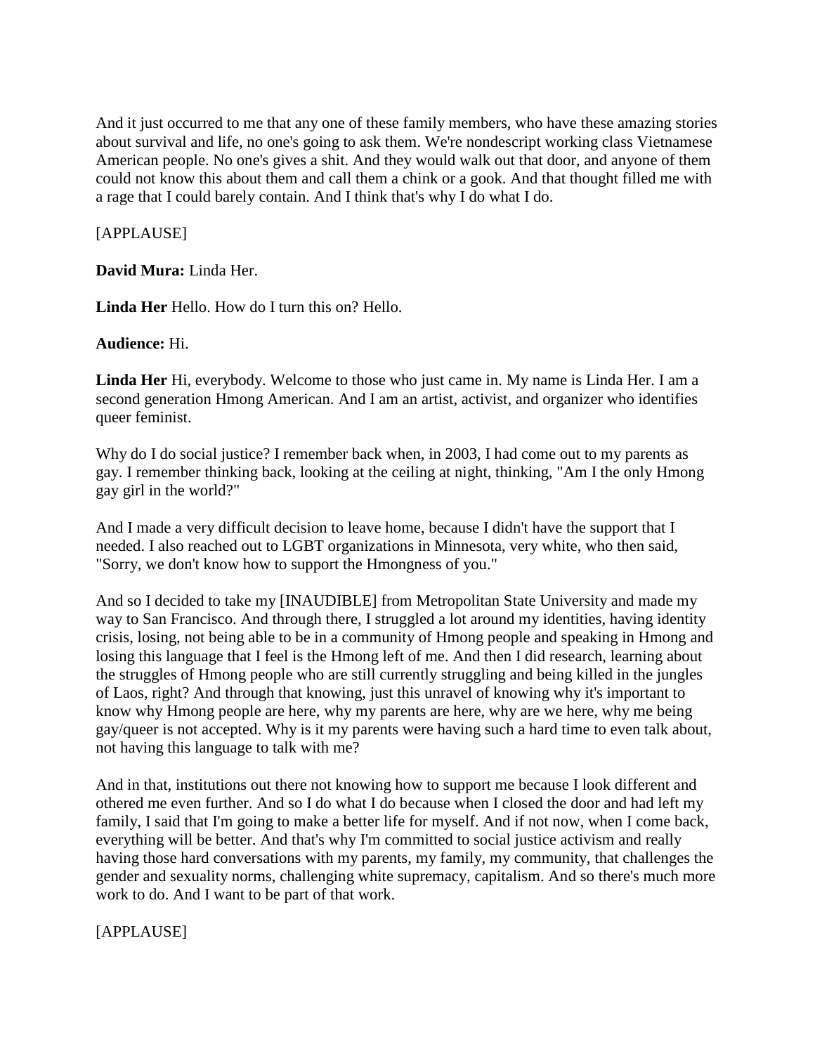And it just occurred to me that any one of these family members, who have these amazing stories about survival and life, no one's going to ask them. We're nondescript working class Vietnamese American people. No one's gives a shit. And they would walk out that door, and anyone of them could not know this about them and call them a chink or a gook. And that thought filled me with a rage that I could barely contain. And I think that's why I do what I do.

[APPLAUSE]

**David Mura:** Linda Her.

**Linda Her** Hello. How do I turn this on? Hello.

**Audience:** Hi.

**Linda Her** Hi, everybody. Welcome to those who just came in. My name is Linda Her. I am a second generation Hmong American. And I am an artist, activist, and organizer who identifies queer feminist.

Why do I do social justice? I remember back when, in 2003, I had come out to my parents as gay. I remember thinking back, looking at the ceiling at night, thinking, "Am I the only Hmong gay girl in the world?"

And I made a very difficult decision to leave home, because I didn't have the support that I needed. I also reached out to LGBT organizations in Minnesota, very white, who then said, "Sorry, we don't know how to support the Hmongness of you."

And so I decided to take my [INAUDIBLE] from Metropolitan State University and made my way to San Francisco. And through there, I struggled a lot around my identities, having identity crisis, losing, not being able to be in a community of Hmong people and speaking in Hmong and losing this language that I feel is the Hmong left of me. And then I did research, learning about the struggles of Hmong people who are still currently struggling and being killed in the jungles of Laos, right? And through that knowing, just this unravel of knowing why it's important to know why Hmong people are here, why my parents are here, why are we here, why me being gay/queer is not accepted. Why is it my parents were having such a hard time to even talk about, not having this language to talk with me?

And in that, institutions out there not knowing how to support me because I look different and othered me even further. And so I do what I do because when I closed the door and had left my family, I said that I'm going to make a better life for myself. And if not now, when I come back, everything will be better. And that's why I'm committed to social justice activism and really having those hard conversations with my parents, my family, my community, that challenges the gender and sexuality norms, challenging white supremacy, capitalism. And so there's much more work to do. And I want to be part of that work.

[APPLAUSE]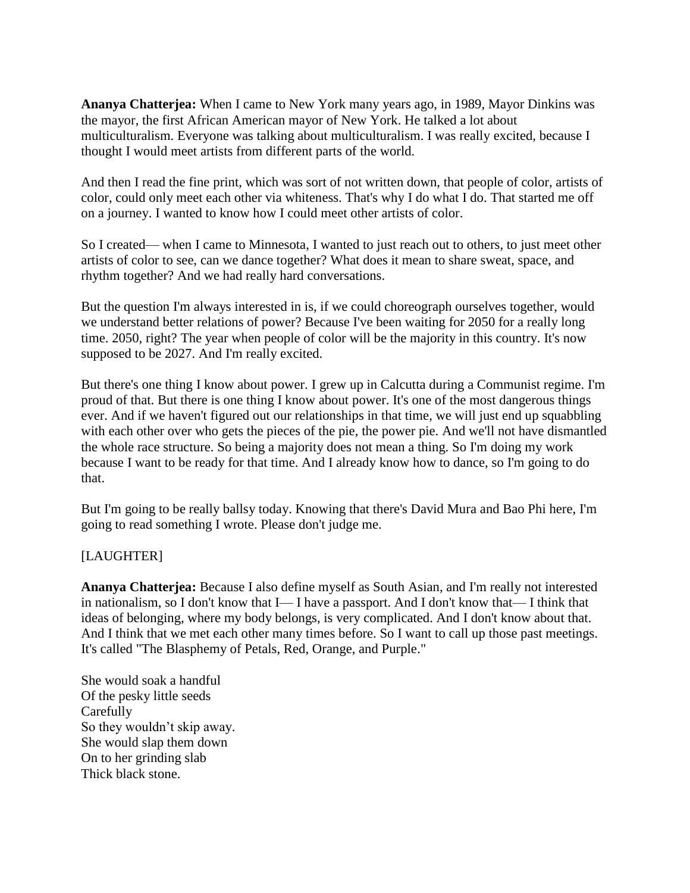**Ananya Chatterjea:** When I came to New York many years ago, in 1989, Mayor Dinkins was the mayor, the first African American mayor of New York. He talked a lot about multiculturalism. Everyone was talking about multiculturalism. I was really excited, because I thought I would meet artists from different parts of the world.

And then I read the fine print, which was sort of not written down, that people of color, artists of color, could only meet each other via whiteness. That's why I do what I do. That started me off on a journey. I wanted to know how I could meet other artists of color.

So I created— when I came to Minnesota, I wanted to just reach out to others, to just meet other artists of color to see, can we dance together? What does it mean to share sweat, space, and rhythm together? And we had really hard conversations.

But the question I'm always interested in is, if we could choreograph ourselves together, would we understand better relations of power? Because I've been waiting for 2050 for a really long time. 2050, right? The year when people of color will be the majority in this country. It's now supposed to be 2027. And I'm really excited.

But there's one thing I know about power. I grew up in Calcutta during a Communist regime. I'm proud of that. But there is one thing I know about power. It's one of the most dangerous things ever. And if we haven't figured out our relationships in that time, we will just end up squabbling with each other over who gets the pieces of the pie, the power pie. And we'll not have dismantled the whole race structure. So being a majority does not mean a thing. So I'm doing my work because I want to be ready for that time. And I already know how to dance, so I'm going to do that.

But I'm going to be really ballsy today. Knowing that there's David Mura and Bao Phi here, I'm going to read something I wrote. Please don't judge me.

[LAUGHTER]

**Ananya Chatterjea:** Because I also define myself as South Asian, and I'm really not interested in nationalism, so I don't know that I— I have a passport. And I don't know that— I think that ideas of belonging, where my body belongs, is very complicated. And I don't know about that. And I think that we met each other many times before. So I want to call up those past meetings. It's called "The Blasphemy of Petals, Red, Orange, and Purple."

She would soak a handful  
Of the pesky little seeds  
Carefully  
So they wouldn't skip away.  
She would slap them down  
On to her grinding slab  
Thick black stone.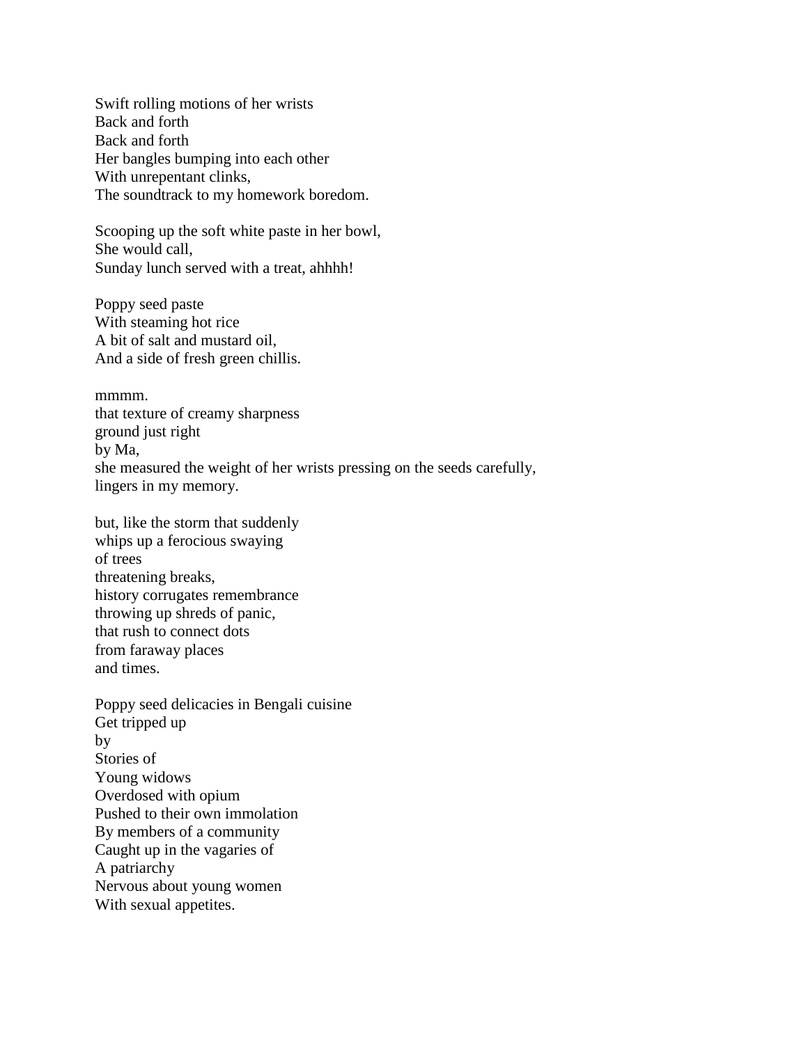Swift rolling motions of her wrists
Back and forth
Back and forth
Her bangles bumping into each other
With unrepentant clinks,
The soundtrack to my homework boredom.

Scooping up the soft white paste in her bowl,
She would call,
Sunday lunch served with a treat, ahhhh!

Poppy seed paste
With steaming hot rice
A bit of salt and mustard oil,
And a side of fresh green chillis.

mmmm.
that texture of creamy sharpness
ground just right
by Ma,
she measured the weight of her wrists pressing on the seeds carefully,
lingers in my memory.

but, like the storm that suddenly
whips up a ferocious swaying
of trees
threatening breaks,
history corrugates remembrance
throwing up shreds of panic,
that rush to connect dots
from faraway places
and times.

Poppy seed delicacies in Bengali cuisine
Get tripped up
by
Stories of
Young widows
Overdosed with opium
Pushed to their own immolation
By members of a community
Caught up in the vagaries of
A patriarchy
Nervous about young women
With sexual appetites.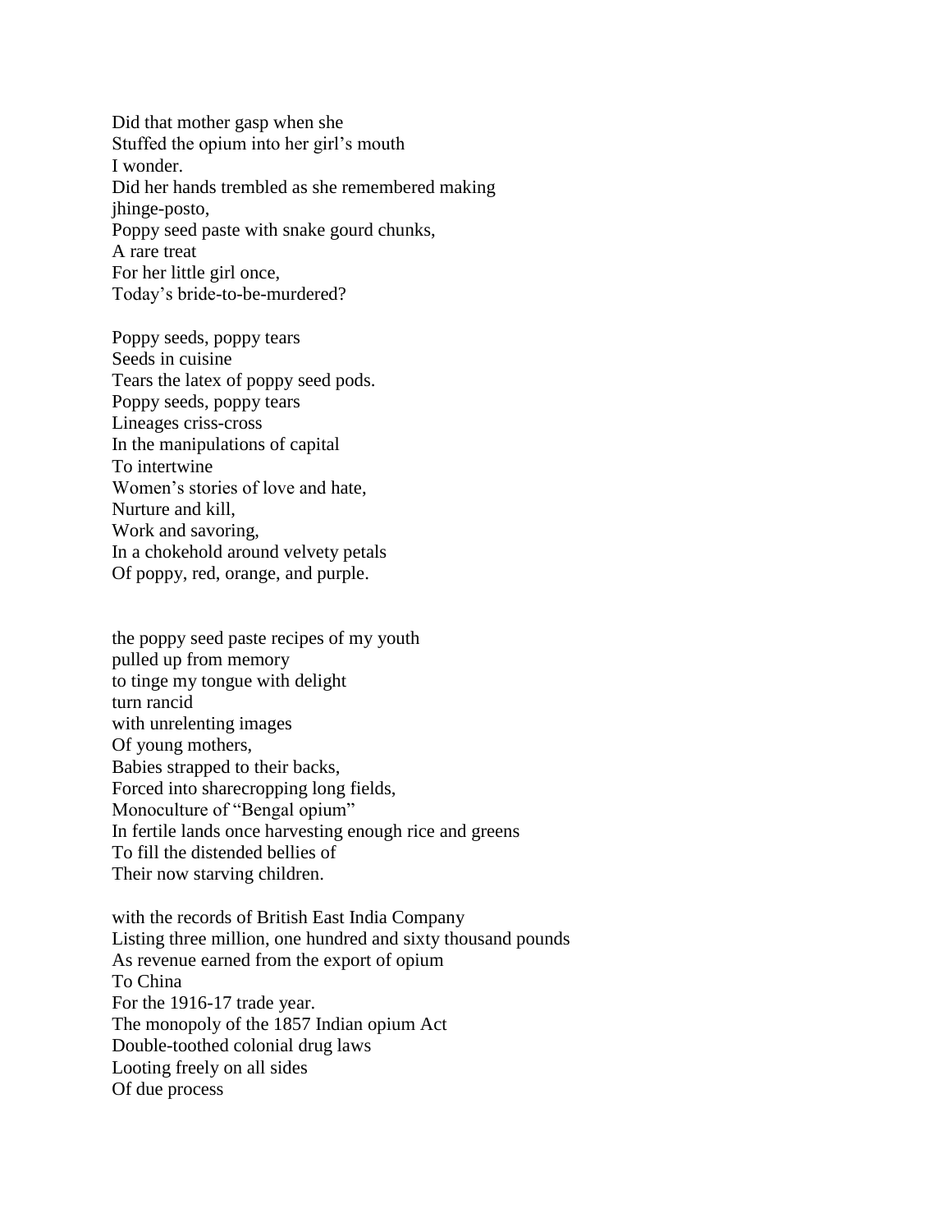Did that mother gasp when she
Stuffed the opium into her girl's mouth
I wonder.
Did her hands trembled as she remembered making
jhinge-posto,
Poppy seed paste with snake gourd chunks,
A rare treat
For her little girl once,
Today's bride-to-be-murdered?

Poppy seeds, poppy tears
Seeds in cuisine
Tears the latex of poppy seed pods.
Poppy seeds, poppy tears
Lineages criss-cross
In the manipulations of capital
To intertwine
Women's stories of love and hate,
Nurture and kill,
Work and savoring,
In a chokehold around velvety petals
Of poppy, red, orange, and purple.

the poppy seed paste recipes of my youth
pulled up from memory
to tinge my tongue with delight
turn rancid
with unrelenting images
Of young mothers,
Babies strapped to their backs,
Forced into sharecropping long fields,
Monoculture of "Bengal opium"
In fertile lands once harvesting enough rice and greens
To fill the distended bellies of
Their now starving children.

with the records of British East India Company
Listing three million, one hundred and sixty thousand pounds
As revenue earned from the export of opium
To China
For the 1916-17 trade year.
The monopoly of the 1857 Indian opium Act
Double-toothed colonial drug laws
Looting freely on all sides
Of due process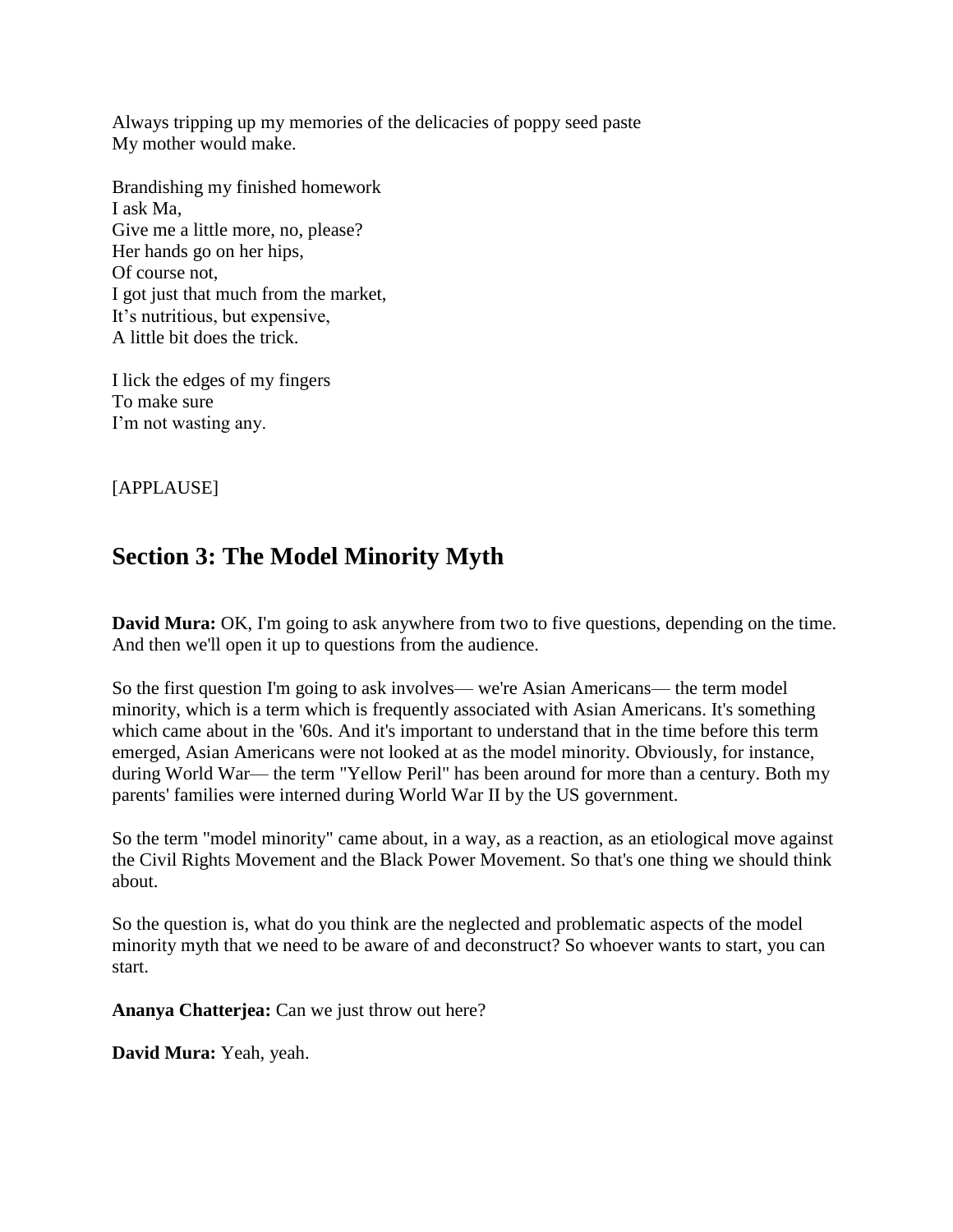Always tripping up my memories of the delicacies of poppy seed paste
My mother would make.

Brandishing my finished homework
I ask Ma,
Give me a little more, no, please?
Her hands go on her hips,
Of course not,
I got just that much from the market,
It's nutritious, but expensive,
A little bit does the trick.

I lick the edges of my fingers
To make sure
I'm not wasting any.

[APPLAUSE]

## Section 3: The Model Minority Myth

**David Mura:** OK, I'm going to ask anywhere from two to five questions, depending on the time. And then we'll open it up to questions from the audience.

So the first question I'm going to ask involves— we're Asian Americans— the term model minority, which is a term which is frequently associated with Asian Americans. It's something which came about in the '60s. And it's important to understand that in the time before this term emerged, Asian Americans were not looked at as the model minority. Obviously, for instance, during World War— the term "Yellow Peril" has been around for more than a century. Both my parents' families were interned during World War II by the US government.

So the term "model minority" came about, in a way, as a reaction, as an etiological move against the Civil Rights Movement and the Black Power Movement. So that's one thing we should think about.

So the question is, what do you think are the neglected and problematic aspects of the model minority myth that we need to be aware of and deconstruct? So whoever wants to start, you can start.

**Ananya Chatterjea:** Can we just throw out here?

**David Mura:** Yeah, yeah.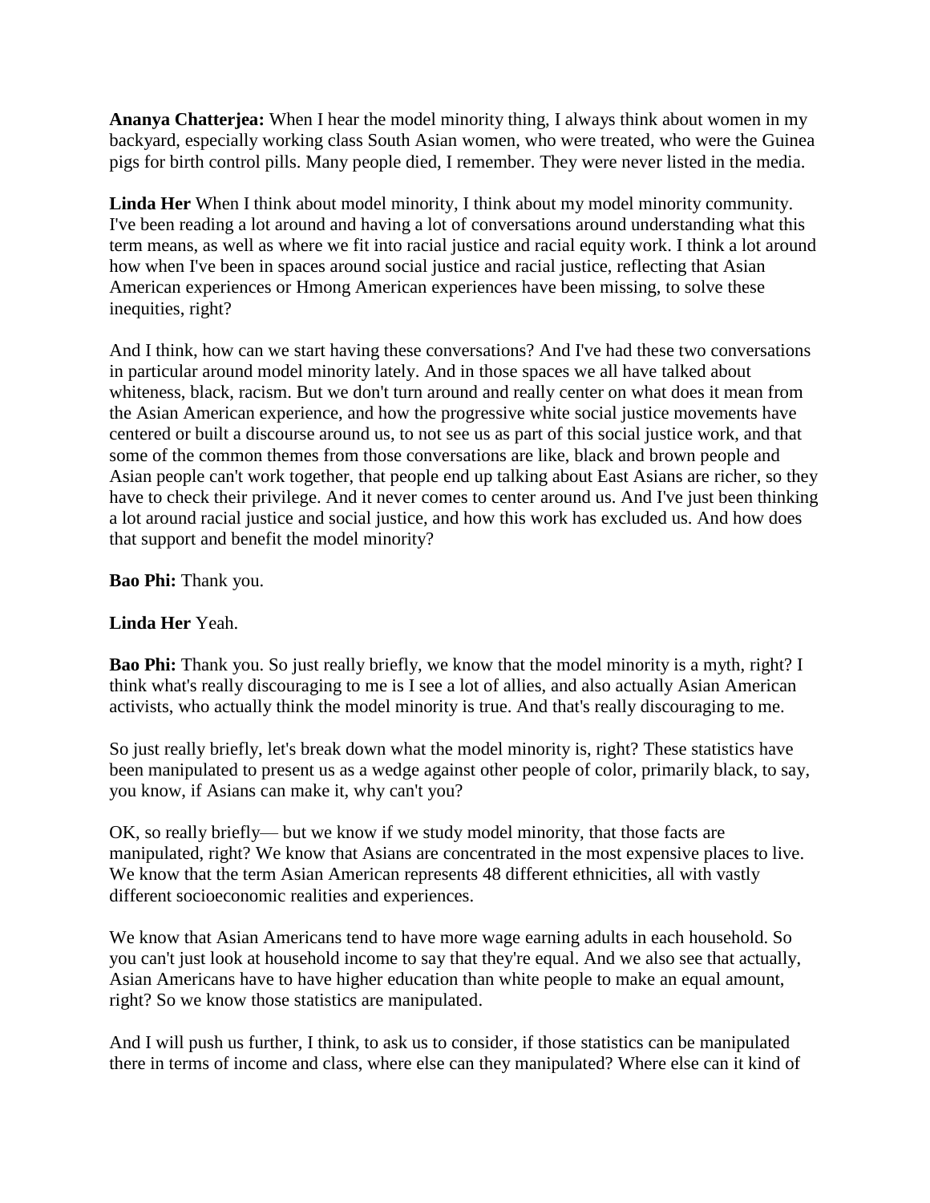**Ananya Chatterjea:** When I hear the model minority thing, I always think about women in my backyard, especially working class South Asian women, who were treated, who were the Guinea pigs for birth control pills. Many people died, I remember. They were never listed in the media.

**Linda Her** When I think about model minority, I think about my model minority community. I've been reading a lot around and having a lot of conversations around understanding what this term means, as well as where we fit into racial justice and racial equity work. I think a lot around how when I've been in spaces around social justice and racial justice, reflecting that Asian American experiences or Hmong American experiences have been missing, to solve these inequities, right?

And I think, how can we start having these conversations? And I've had these two conversations in particular around model minority lately. And in those spaces we all have talked about whiteness, black, racism. But we don't turn around and really center on what does it mean from the Asian American experience, and how the progressive white social justice movements have centered or built a discourse around us, to not see us as part of this social justice work, and that some of the common themes from those conversations are like, black and brown people and Asian people can't work together, that people end up talking about East Asians are richer, so they have to check their privilege. And it never comes to center around us. And I've just been thinking a lot around racial justice and social justice, and how this work has excluded us. And how does that support and benefit the model minority?

**Bao Phi:** Thank you.

**Linda Her** Yeah.

**Bao Phi:** Thank you. So just really briefly, we know that the model minority is a myth, right? I think what's really discouraging to me is I see a lot of allies, and also actually Asian American activists, who actually think the model minority is true. And that's really discouraging to me.

So just really briefly, let's break down what the model minority is, right? These statistics have been manipulated to present us as a wedge against other people of color, primarily black, to say, you know, if Asians can make it, why can't you?

OK, so really briefly— but we know if we study model minority, that those facts are manipulated, right? We know that Asians are concentrated in the most expensive places to live. We know that the term Asian American represents 48 different ethnicities, all with vastly different socioeconomic realities and experiences.

We know that Asian Americans tend to have more wage earning adults in each household. So you can't just look at household income to say that they're equal. And we also see that actually, Asian Americans have to have higher education than white people to make an equal amount, right? So we know those statistics are manipulated.

And I will push us further, I think, to ask us to consider, if those statistics can be manipulated there in terms of income and class, where else can they manipulated? Where else can it kind of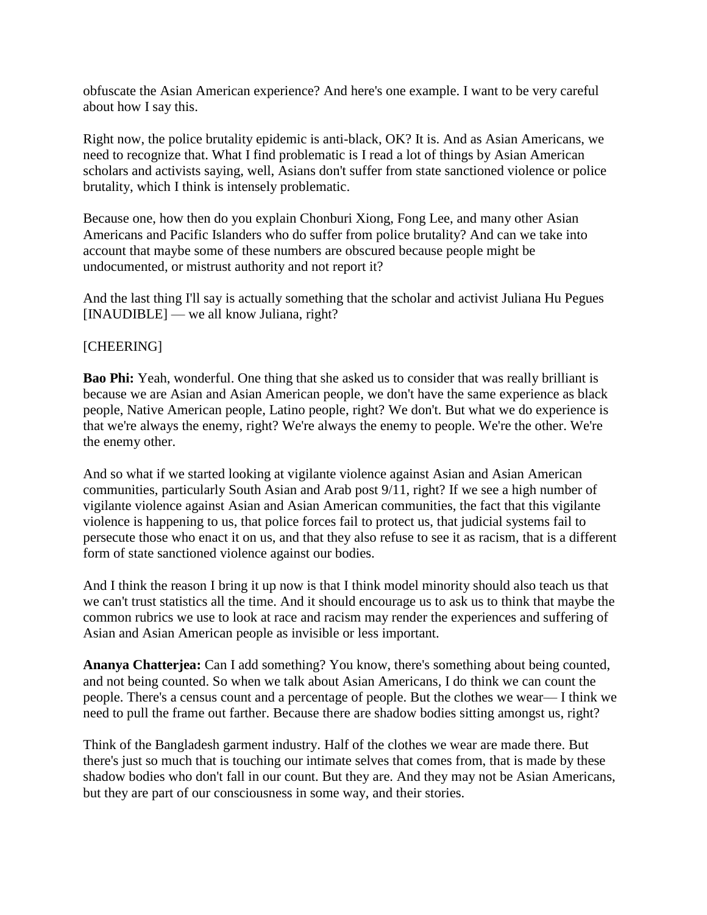obfuscate the Asian American experience? And here's one example. I want to be very careful about how I say this.

Right now, the police brutality epidemic is anti-black, OK? It is. And as Asian Americans, we need to recognize that. What I find problematic is I read a lot of things by Asian American scholars and activists saying, well, Asians don't suffer from state sanctioned violence or police brutality, which I think is intensely problematic.

Because one, how then do you explain Chonburi Xiong, Fong Lee, and many other Asian Americans and Pacific Islanders who do suffer from police brutality? And can we take into account that maybe some of these numbers are obscured because people might be undocumented, or mistrust authority and not report it?

And the last thing I'll say is actually something that the scholar and activist Juliana Hu Pegues [INAUDIBLE] — we all know Juliana, right?

[CHEERING]

**Bao Phi:** Yeah, wonderful. One thing that she asked us to consider that was really brilliant is because we are Asian and Asian American people, we don't have the same experience as black people, Native American people, Latino people, right? We don't. But what we do experience is that we're always the enemy, right? We're always the enemy to people. We're the other. We're the enemy other.

And so what if we started looking at vigilante violence against Asian and Asian American communities, particularly South Asian and Arab post 9/11, right? If we see a high number of vigilante violence against Asian and Asian American communities, the fact that this vigilante violence is happening to us, that police forces fail to protect us, that judicial systems fail to persecute those who enact it on us, and that they also refuse to see it as racism, that is a different form of state sanctioned violence against our bodies.

And I think the reason I bring it up now is that I think model minority should also teach us that we can't trust statistics all the time. And it should encourage us to ask us to think that maybe the common rubrics we use to look at race and racism may render the experiences and suffering of Asian and Asian American people as invisible or less important.

**Ananya Chatterjea:** Can I add something? You know, there's something about being counted, and not being counted. So when we talk about Asian Americans, I do think we can count the people. There's a census count and a percentage of people. But the clothes we wear— I think we need to pull the frame out farther. Because there are shadow bodies sitting amongst us, right?

Think of the Bangladesh garment industry. Half of the clothes we wear are made there. But there's just so much that is touching our intimate selves that comes from, that is made by these shadow bodies who don't fall in our count. But they are. And they may not be Asian Americans, but they are part of our consciousness in some way, and their stories.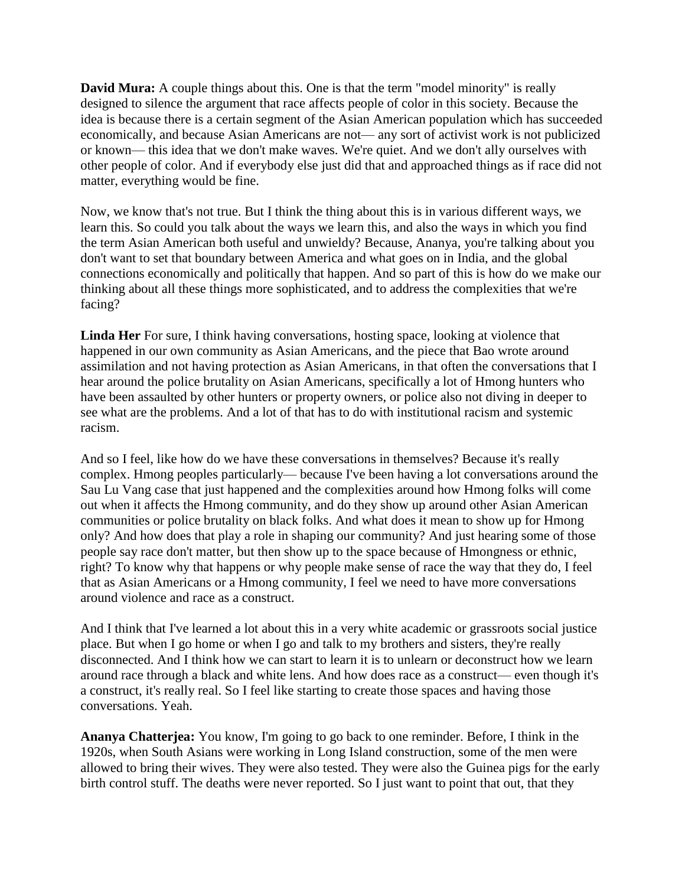**David Mura:** A couple things about this. One is that the term "model minority" is really designed to silence the argument that race affects people of color in this society. Because the idea is because there is a certain segment of the Asian American population which has succeeded economically, and because Asian Americans are not— any sort of activist work is not publicized or known— this idea that we don't make waves. We're quiet. And we don't ally ourselves with other people of color. And if everybody else just did that and approached things as if race did not matter, everything would be fine.

Now, we know that's not true. But I think the thing about this is in various different ways, we learn this. So could you talk about the ways we learn this, and also the ways in which you find the term Asian American both useful and unwieldy? Because, Ananya, you're talking about you don't want to set that boundary between America and what goes on in India, and the global connections economically and politically that happen. And so part of this is how do we make our thinking about all these things more sophisticated, and to address the complexities that we're facing?

**Linda Her** For sure, I think having conversations, hosting space, looking at violence that happened in our own community as Asian Americans, and the piece that Bao wrote around assimilation and not having protection as Asian Americans, in that often the conversations that I hear around the police brutality on Asian Americans, specifically a lot of Hmong hunters who have been assaulted by other hunters or property owners, or police also not diving in deeper to see what are the problems. And a lot of that has to do with institutional racism and systemic racism.

And so I feel, like how do we have these conversations in themselves? Because it's really complex. Hmong peoples particularly— because I've been having a lot conversations around the Sau Lu Vang case that just happened and the complexities around how Hmong folks will come out when it affects the Hmong community, and do they show up around other Asian American communities or police brutality on black folks. And what does it mean to show up for Hmong only? And how does that play a role in shaping our community? And just hearing some of those people say race don't matter, but then show up to the space because of Hmongness or ethnic, right? To know why that happens or why people make sense of race the way that they do, I feel that as Asian Americans or a Hmong community, I feel we need to have more conversations around violence and race as a construct.

And I think that I've learned a lot about this in a very white academic or grassroots social justice place. But when I go home or when I go and talk to my brothers and sisters, they're really disconnected. And I think how we can start to learn it is to unlearn or deconstruct how we learn around race through a black and white lens. And how does race as a construct— even though it's a construct, it's really real. So I feel like starting to create those spaces and having those conversations. Yeah.

**Ananya Chatterjea:** You know, I'm going to go back to one reminder. Before, I think in the 1920s, when South Asians were working in Long Island construction, some of the men were allowed to bring their wives. They were also tested. They were also the Guinea pigs for the early birth control stuff. The deaths were never reported. So I just want to point that out, that they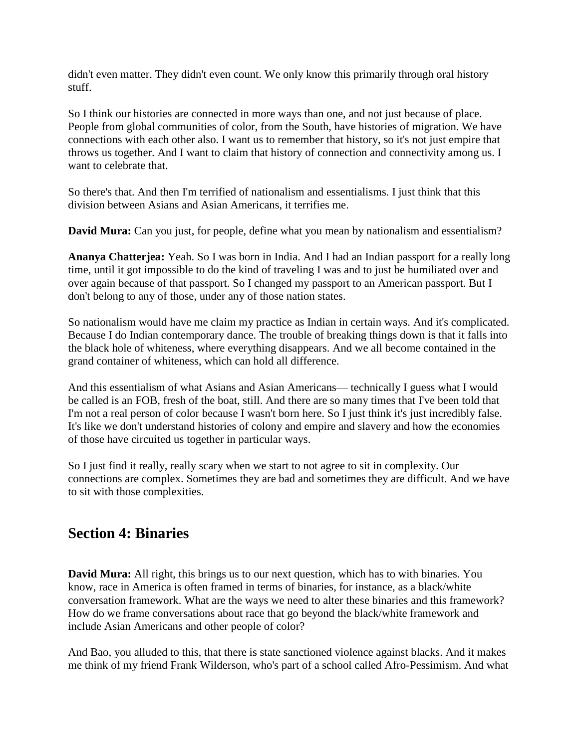didn't even matter. They didn't even count. We only know this primarily through oral history stuff.

So I think our histories are connected in more ways than one, and not just because of place. People from global communities of color, from the South, have histories of migration. We have connections with each other also. I want us to remember that history, so it's not just empire that throws us together. And I want to claim that history of connection and connectivity among us. I want to celebrate that.

So there's that. And then I'm terrified of nationalism and essentialisms. I just think that this division between Asians and Asian Americans, it terrifies me.

**David Mura:** Can you just, for people, define what you mean by nationalism and essentialism?

**Ananya Chatterjea:** Yeah. So I was born in India. And I had an Indian passport for a really long time, until it got impossible to do the kind of traveling I was and to just be humiliated over and over again because of that passport. So I changed my passport to an American passport. But I don't belong to any of those, under any of those nation states.

So nationalism would have me claim my practice as Indian in certain ways. And it's complicated. Because I do Indian contemporary dance. The trouble of breaking things down is that it falls into the black hole of whiteness, where everything disappears. And we all become contained in the grand container of whiteness, which can hold all difference.

And this essentialism of what Asians and Asian Americans— technically I guess what I would be called is an FOB, fresh of the boat, still. And there are so many times that I've been told that I'm not a real person of color because I wasn't born here. So I just think it's just incredibly false. It's like we don't understand histories of colony and empire and slavery and how the economies of those have circuited us together in particular ways.

So I just find it really, really scary when we start to not agree to sit in complexity. Our connections are complex. Sometimes they are bad and sometimes they are difficult. And we have to sit with those complexities.

## Section 4: Binaries

**David Mura:** All right, this brings us to our next question, which has to with binaries. You know, race in America is often framed in terms of binaries, for instance, as a black/white conversation framework. What are the ways we need to alter these binaries and this framework? How do we frame conversations about race that go beyond the black/white framework and include Asian Americans and other people of color?

And Bao, you alluded to this, that there is state sanctioned violence against blacks. And it makes me think of my friend Frank Wilderson, who's part of a school called Afro-Pessimism. And what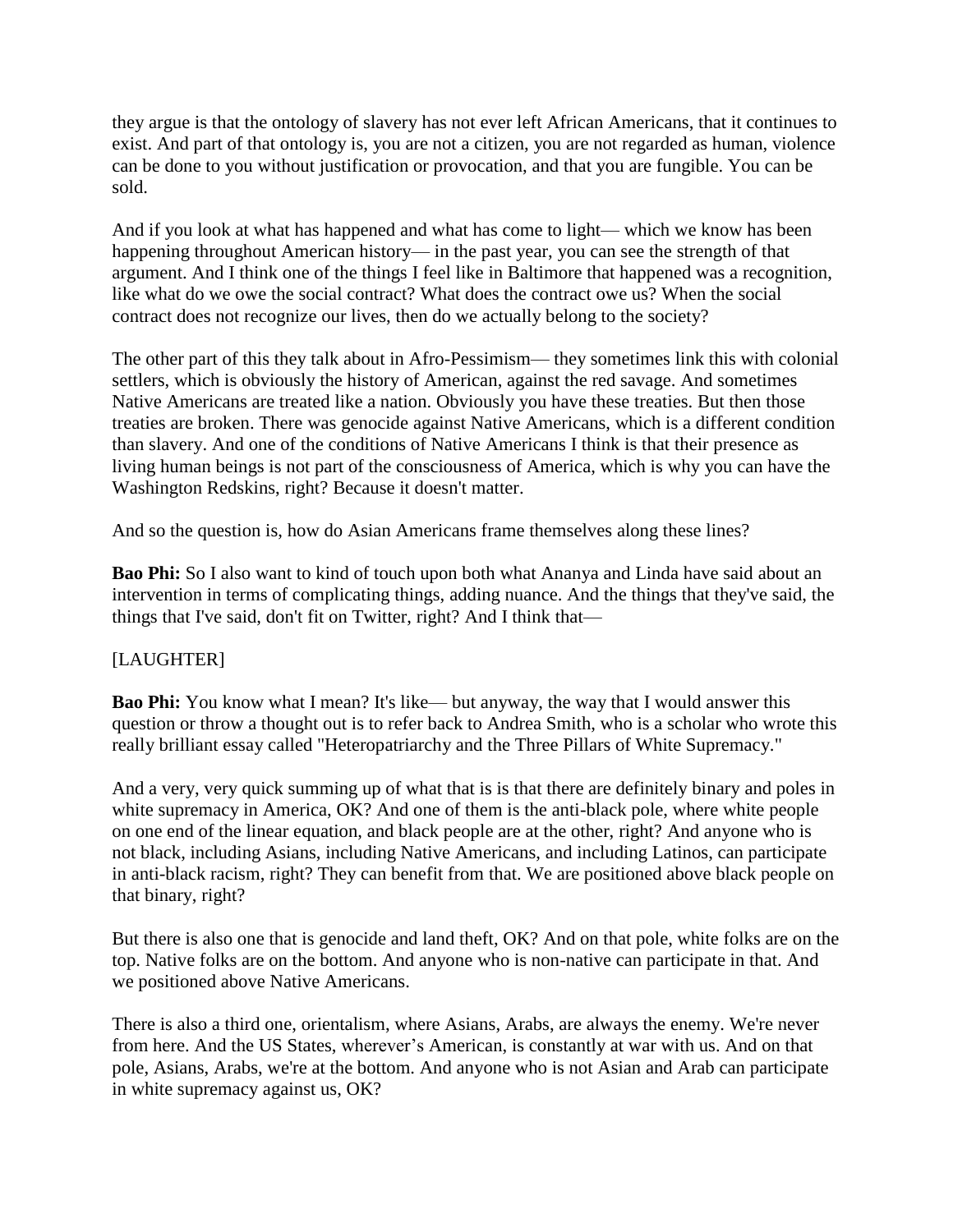they argue is that the ontology of slavery has not ever left African Americans, that it continues to exist. And part of that ontology is, you are not a citizen, you are not regarded as human, violence can be done to you without justification or provocation, and that you are fungible. You can be sold.

And if you look at what has happened and what has come to light— which we know has been happening throughout American history— in the past year, you can see the strength of that argument. And I think one of the things I feel like in Baltimore that happened was a recognition, like what do we owe the social contract? What does the contract owe us? When the social contract does not recognize our lives, then do we actually belong to the society?

The other part of this they talk about in Afro-Pessimism— they sometimes link this with colonial settlers, which is obviously the history of American, against the red savage. And sometimes Native Americans are treated like a nation. Obviously you have these treaties. But then those treaties are broken. There was genocide against Native Americans, which is a different condition than slavery. And one of the conditions of Native Americans I think is that their presence as living human beings is not part of the consciousness of America, which is why you can have the Washington Redskins, right? Because it doesn't matter.

And so the question is, how do Asian Americans frame themselves along these lines?

**Bao Phi:** So I also want to kind of touch upon both what Ananya and Linda have said about an intervention in terms of complicating things, adding nuance. And the things that they've said, the things that I've said, don't fit on Twitter, right? And I think that—

[LAUGHTER]

**Bao Phi:** You know what I mean? It's like— but anyway, the way that I would answer this question or throw a thought out is to refer back to Andrea Smith, who is a scholar who wrote this really brilliant essay called "Heteropatriarchy and the Three Pillars of White Supremacy."

And a very, very quick summing up of what that is is that there are definitely binary and poles in white supremacy in America, OK? And one of them is the anti-black pole, where white people on one end of the linear equation, and black people are at the other, right? And anyone who is not black, including Asians, including Native Americans, and including Latinos, can participate in anti-black racism, right? They can benefit from that. We are positioned above black people on that binary, right?

But there is also one that is genocide and land theft, OK? And on that pole, white folks are on the top. Native folks are on the bottom. And anyone who is non-native can participate in that. And we positioned above Native Americans.

There is also a third one, orientalism, where Asians, Arabs, are always the enemy. We're never from here. And the US States, wherever's American, is constantly at war with us. And on that pole, Asians, Arabs, we're at the bottom. And anyone who is not Asian and Arab can participate in white supremacy against us, OK?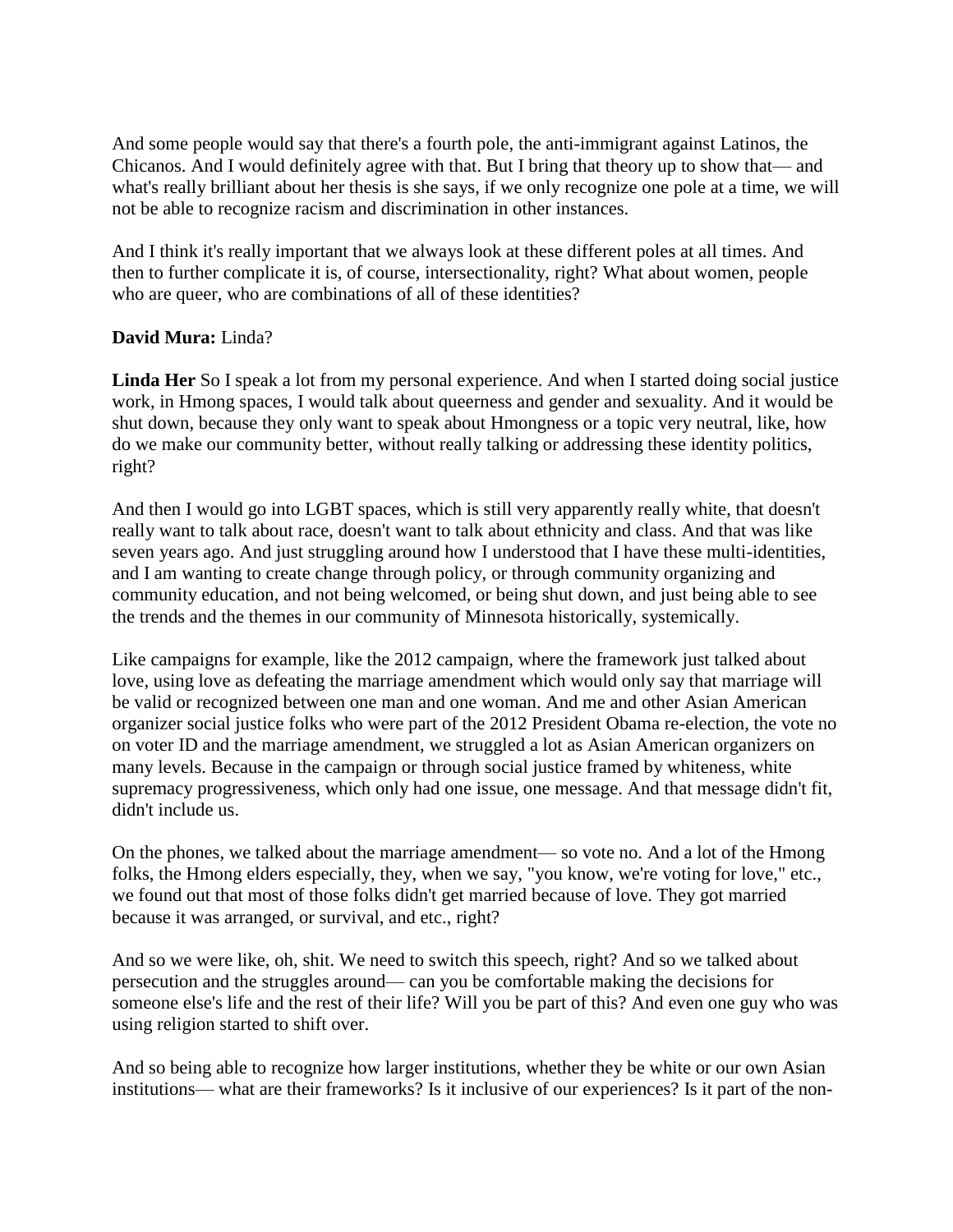And some people would say that there's a fourth pole, the anti-immigrant against Latinos, the Chicanos. And I would definitely agree with that. But I bring that theory up to show that— and what's really brilliant about her thesis is she says, if we only recognize one pole at a time, we will not be able to recognize racism and discrimination in other instances.

And I think it's really important that we always look at these different poles at all times. And then to further complicate it is, of course, intersectionality, right? What about women, people who are queer, who are combinations of all of these identities?

**David Mura:** Linda?

**Linda Her** So I speak a lot from my personal experience. And when I started doing social justice work, in Hmong spaces, I would talk about queerness and gender and sexuality. And it would be shut down, because they only want to speak about Hmongness or a topic very neutral, like, how do we make our community better, without really talking or addressing these identity politics, right?

And then I would go into LGBT spaces, which is still very apparently really white, that doesn't really want to talk about race, doesn't want to talk about ethnicity and class. And that was like seven years ago. And just struggling around how I understood that I have these multi-identities, and I am wanting to create change through policy, or through community organizing and community education, and not being welcomed, or being shut down, and just being able to see the trends and the themes in our community of Minnesota historically, systemically.

Like campaigns for example, like the 2012 campaign, where the framework just talked about love, using love as defeating the marriage amendment which would only say that marriage will be valid or recognized between one man and one woman. And me and other Asian American organizer social justice folks who were part of the 2012 President Obama re-election, the vote no on voter ID and the marriage amendment, we struggled a lot as Asian American organizers on many levels. Because in the campaign or through social justice framed by whiteness, white supremacy progressiveness, which only had one issue, one message. And that message didn't fit, didn't include us.

On the phones, we talked about the marriage amendment— so vote no. And a lot of the Hmong folks, the Hmong elders especially, they, when we say, "you know, we're voting for love," etc., we found out that most of those folks didn't get married because of love. They got married because it was arranged, or survival, and etc., right?

And so we were like, oh, shit. We need to switch this speech, right? And so we talked about persecution and the struggles around— can you be comfortable making the decisions for someone else's life and the rest of their life? Will you be part of this? And even one guy who was using religion started to shift over.

And so being able to recognize how larger institutions, whether they be white or our own Asian institutions— what are their frameworks? Is it inclusive of our experiences? Is it part of the non-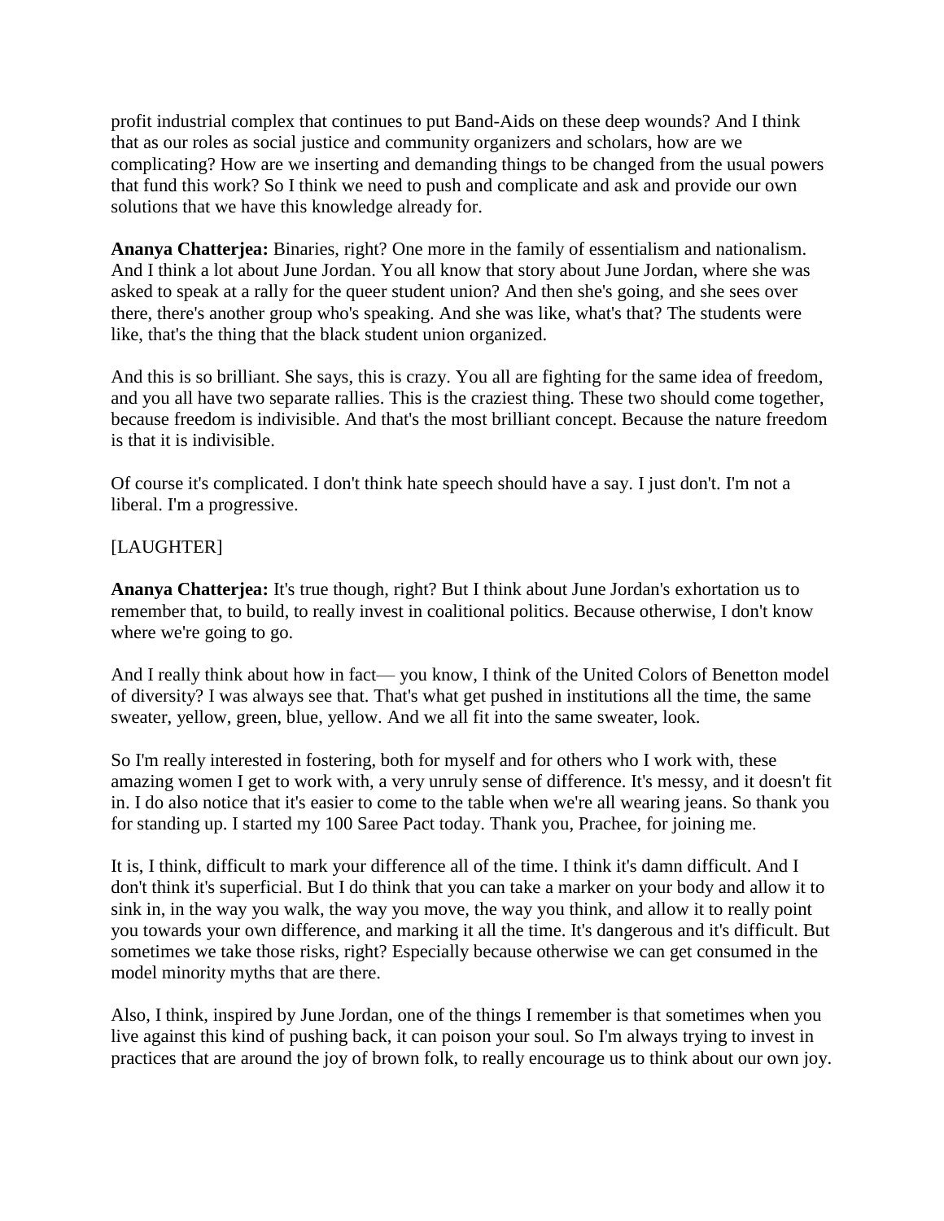profit industrial complex that continues to put Band-Aids on these deep wounds? And I think that as our roles as social justice and community organizers and scholars, how are we complicating? How are we inserting and demanding things to be changed from the usual powers that fund this work? So I think we need to push and complicate and ask and provide our own solutions that we have this knowledge already for.

**Ananya Chatterjea:** Binaries, right? One more in the family of essentialism and nationalism. And I think a lot about June Jordan. You all know that story about June Jordan, where she was asked to speak at a rally for the queer student union? And then she's going, and she sees over there, there's another group who's speaking. And she was like, what's that? The students were like, that's the thing that the black student union organized.

And this is so brilliant. She says, this is crazy. You all are fighting for the same idea of freedom, and you all have two separate rallies. This is the craziest thing. These two should come together, because freedom is indivisible. And that's the most brilliant concept. Because the nature freedom is that it is indivisible.

Of course it's complicated. I don't think hate speech should have a say. I just don't. I'm not a liberal. I'm a progressive.

[LAUGHTER]

**Ananya Chatterjea:** It's true though, right? But I think about June Jordan's exhortation us to remember that, to build, to really invest in coalitional politics. Because otherwise, I don't know where we're going to go.

And I really think about how in fact— you know, I think of the United Colors of Benetton model of diversity? I was always see that. That's what get pushed in institutions all the time, the same sweater, yellow, green, blue, yellow. And we all fit into the same sweater, look.

So I'm really interested in fostering, both for myself and for others who I work with, these amazing women I get to work with, a very unruly sense of difference. It's messy, and it doesn't fit in. I do also notice that it's easier to come to the table when we're all wearing jeans. So thank you for standing up. I started my 100 Saree Pact today. Thank you, Prachee, for joining me.

It is, I think, difficult to mark your difference all of the time. I think it's damn difficult. And I don't think it's superficial. But I do think that you can take a marker on your body and allow it to sink in, in the way you walk, the way you move, the way you think, and allow it to really point you towards your own difference, and marking it all the time. It's dangerous and it's difficult. But sometimes we take those risks, right? Especially because otherwise we can get consumed in the model minority myths that are there.

Also, I think, inspired by June Jordan, one of the things I remember is that sometimes when you live against this kind of pushing back, it can poison your soul. So I'm always trying to invest in practices that are around the joy of brown folk, to really encourage us to think about our own joy.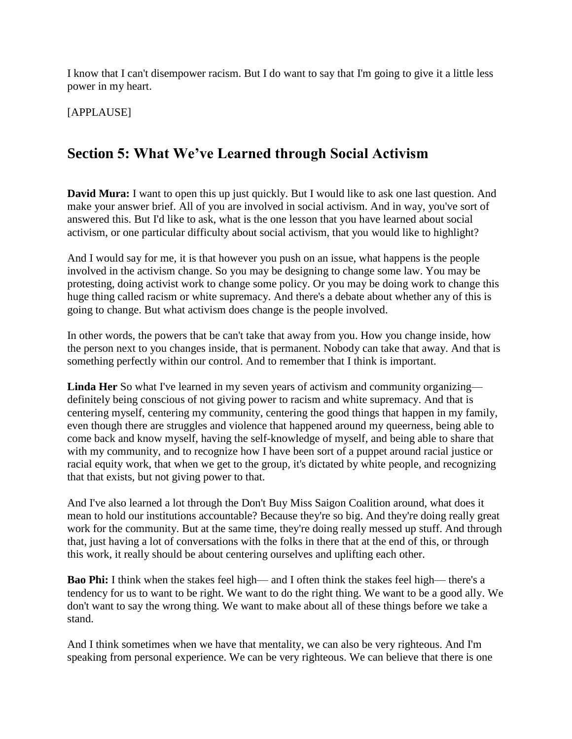I know that I can't disempower racism. But I do want to say that I'm going to give it a little less power in my heart.

[APPLAUSE]

## Section 5: What We've Learned through Social Activism

**David Mura:** I want to open this up just quickly. But I would like to ask one last question. And make your answer brief. All of you are involved in social activism. And in way, you've sort of answered this. But I'd like to ask, what is the one lesson that you have learned about social activism, or one particular difficulty about social activism, that you would like to highlight?

And I would say for me, it is that however you push on an issue, what happens is the people involved in the activism change. So you may be designing to change some law. You may be protesting, doing activist work to change some policy. Or you may be doing work to change this huge thing called racism or white supremacy. And there's a debate about whether any of this is going to change. But what activism does change is the people involved.

In other words, the powers that be can't take that away from you. How you change inside, how the person next to you changes inside, that is permanent. Nobody can take that away. And that is something perfectly within our control. And to remember that I think is important.

**Linda Her** So what I've learned in my seven years of activism and community organizing— definitely being conscious of not giving power to racism and white supremacy. And that is centering myself, centering my community, centering the good things that happen in my family, even though there are struggles and violence that happened around my queerness, being able to come back and know myself, having the self-knowledge of myself, and being able to share that with my community, and to recognize how I have been sort of a puppet around racial justice or racial equity work, that when we get to the group, it's dictated by white people, and recognizing that that exists, but not giving power to that.

And I've also learned a lot through the Don't Buy Miss Saigon Coalition around, what does it mean to hold our institutions accountable? Because they're so big. And they're doing really great work for the community. But at the same time, they're doing really messed up stuff. And through that, just having a lot of conversations with the folks in there that at the end of this, or through this work, it really should be about centering ourselves and uplifting each other.

**Bao Phi:** I think when the stakes feel high— and I often think the stakes feel high— there's a tendency for us to want to be right. We want to do the right thing. We want to be a good ally. We don't want to say the wrong thing. We want to make about all of these things before we take a stand.

And I think sometimes when we have that mentality, we can also be very righteous. And I'm speaking from personal experience. We can be very righteous. We can believe that there is one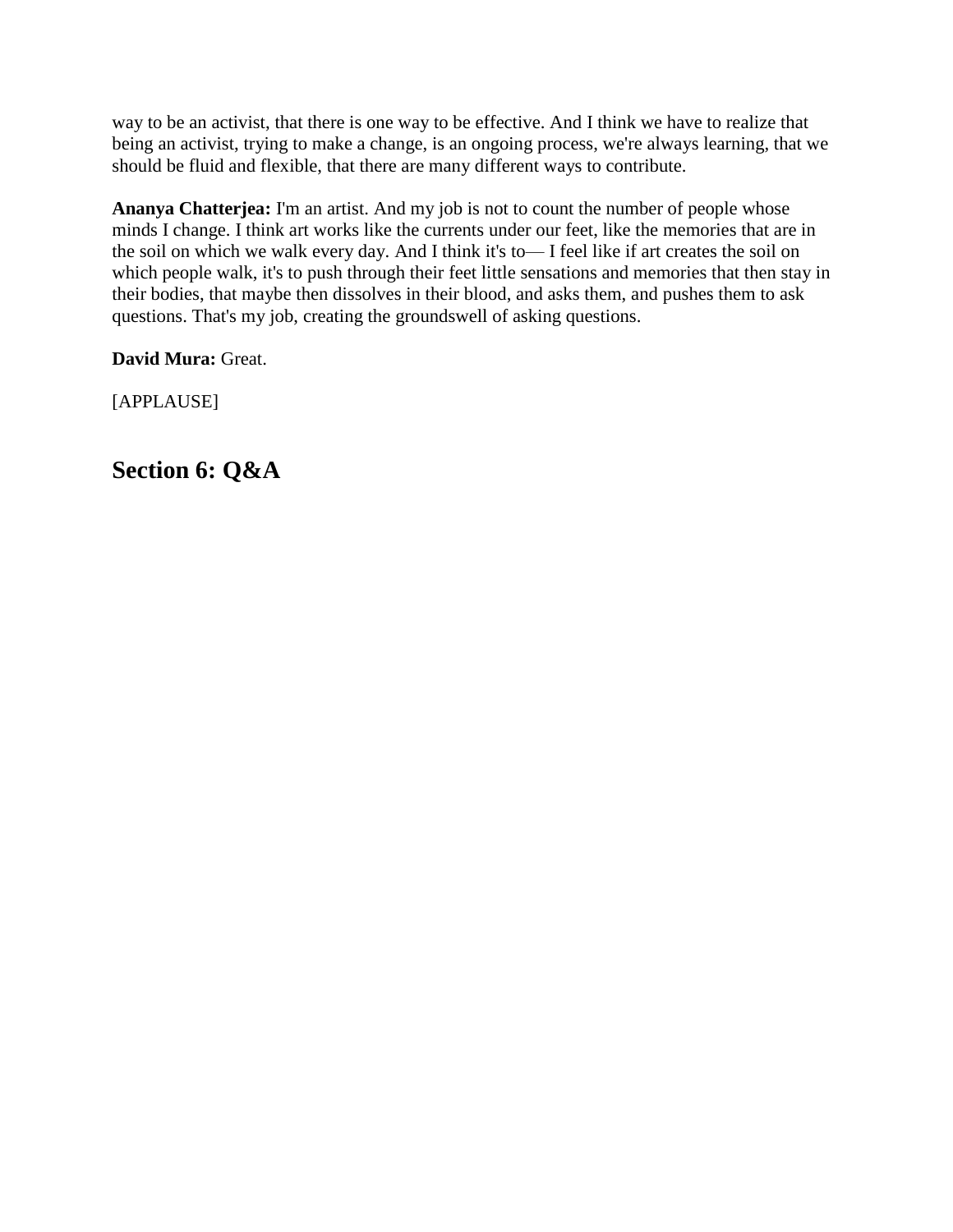way to be an activist, that there is one way to be effective. And I think we have to realize that being an activist, trying to make a change, is an ongoing process, we're always learning, that we should be fluid and flexible, that there are many different ways to contribute.

**Ananya Chatterjea:** I'm an artist. And my job is not to count the number of people whose minds I change. I think art works like the currents under our feet, like the memories that are in the soil on which we walk every day. And I think it's to— I feel like if art creates the soil on which people walk, it's to push through their feet little sensations and memories that then stay in their bodies, that maybe then dissolves in their blood, and asks them, and pushes them to ask questions. That's my job, creating the groundswell of asking questions.

**David Mura:** Great.

[APPLAUSE]

## Section 6: Q&A